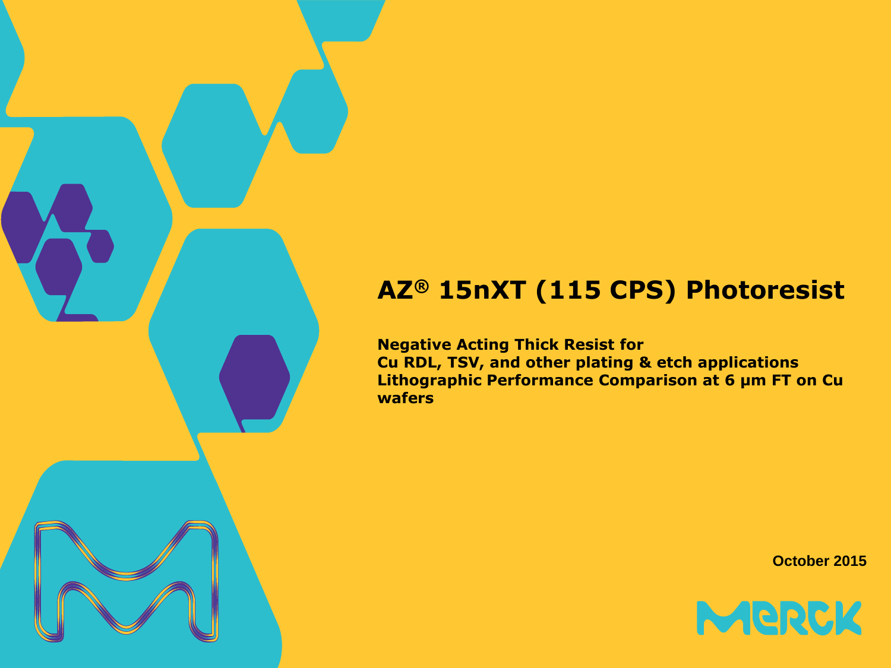# AZ® 15nXT (115 CPS) Photoresist

**Negative Acting Thick Resist for**
**Cu RDL, TSV, and other plating & etch applications**
**Lithographic Performance Comparison at 6 µm FT on Cu wafers**

October 2015

MERCK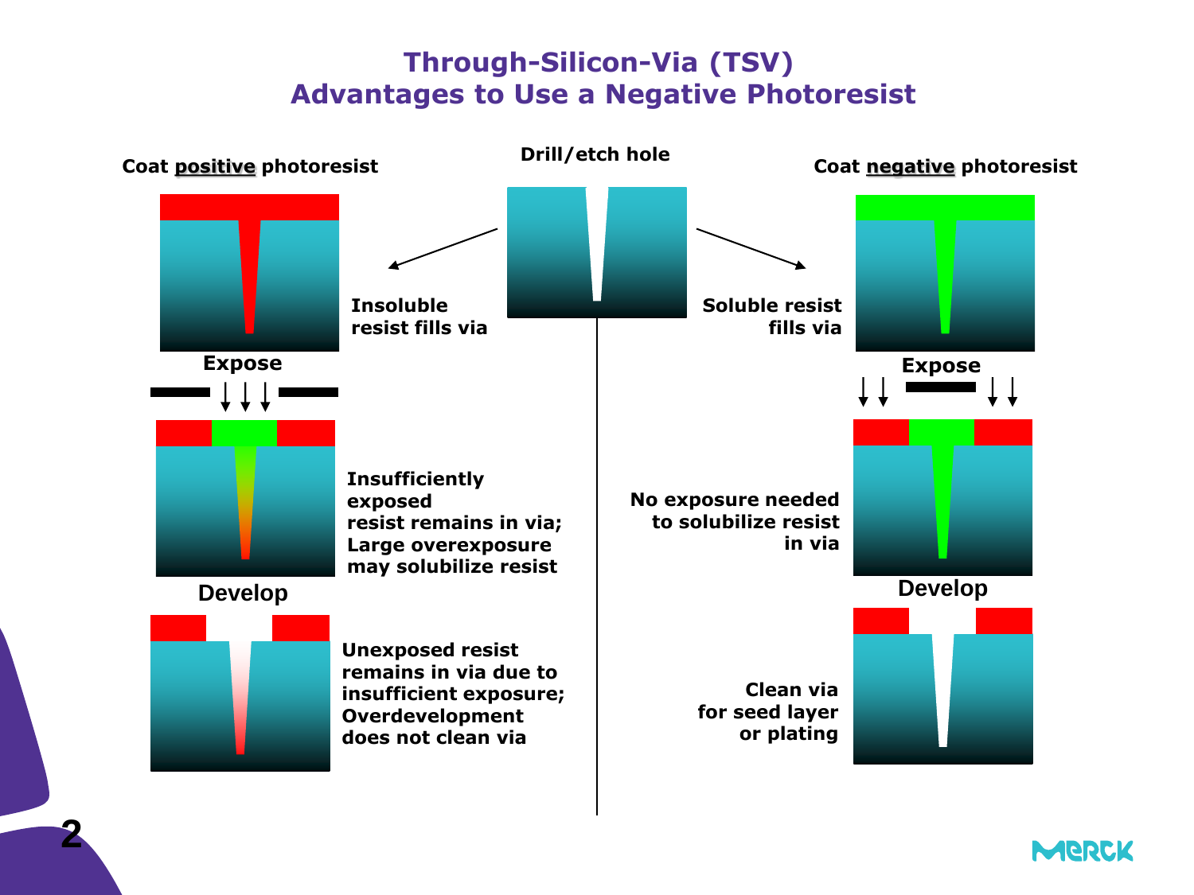# Through-Silicon-Via (TSV)
## Advantages to Use a Negative Photoresist

**Drill/etch hole**

**Coat positive photoresist**

Insoluble resist fills via

**Expose**

Insufficiently exposed resist remains in via; Large overexposure may solubilize resist

**Develop**

Unexposed resist remains in via due to insufficient exposure; Overdevelopment does not clean via

**Coat negative photoresist**

Soluble resist fills via

**Expose**

No exposure needed to solubilize resist in via

**Develop**

Clean via for seed layer or plating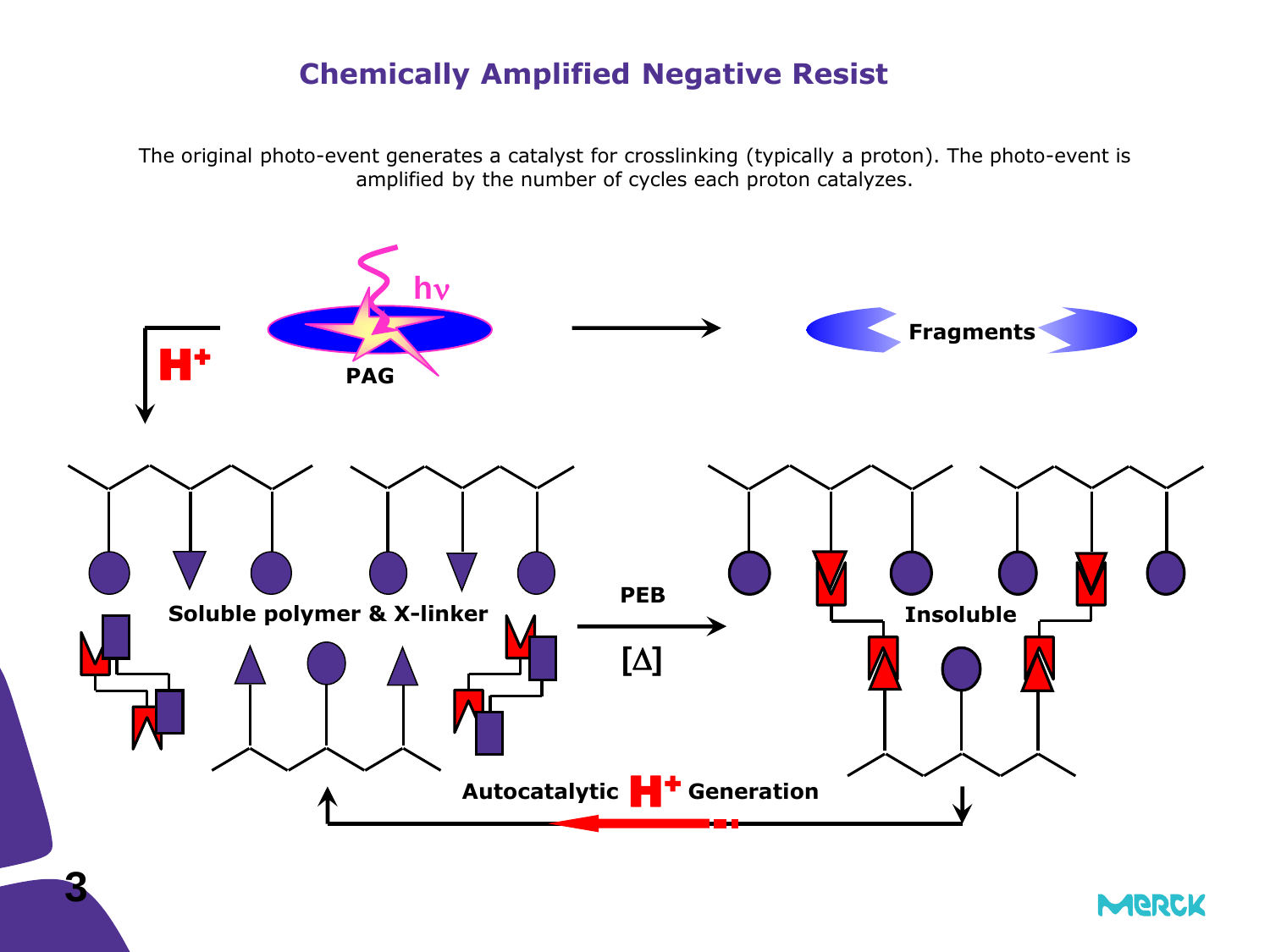# Chemically Amplified Negative Resist

The original photo-event generates a catalyst for crosslinking (typically a proton). The photo-event is amplified by the number of cycles each proton catalyzes.

$H^+$

hν

PAG

Fragments

Soluble polymer & X-linker

PEB

[Δ]

Insoluble

Autocatalytic $H^+$ Generation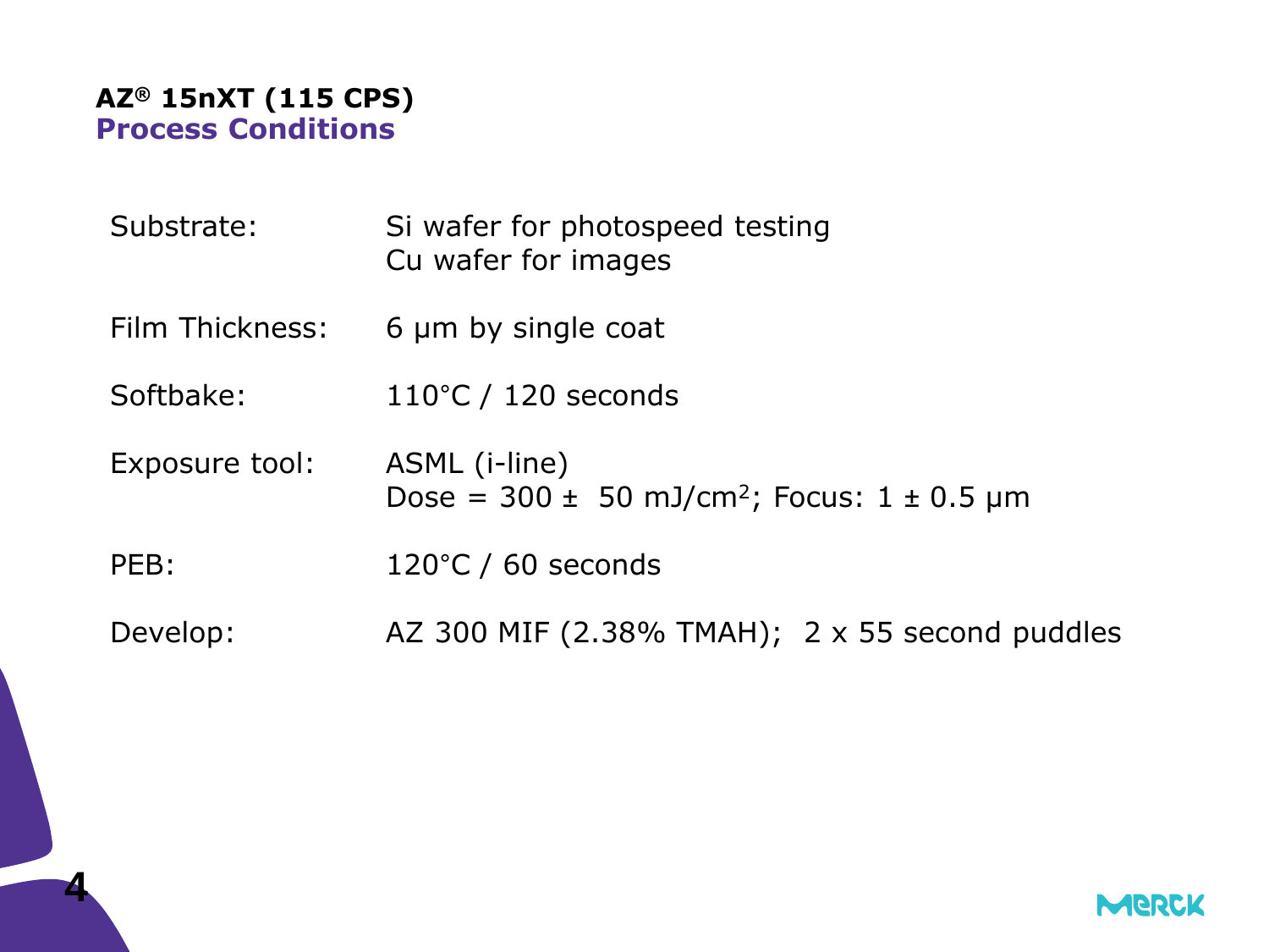# AZ® 15nXT (115 CPS)

## Process Conditions

| | |
|---|---|
| Substrate: | Si wafer for photospeed testing<br>Cu wafer for images |
| Film Thickness: | 6 µm by single coat |
| Softbake: | 110°C / 120 seconds |
| Exposure tool: | ASML (i-line)<br>Dose = 300 ± 50 $mJ/cm^2$; Focus: 1 ± 0.5 µm |
| PEB: | 120°C / 60 seconds |
| Develop: | AZ 300 MIF (2.38% TMAH); 2 x 55 second puddles |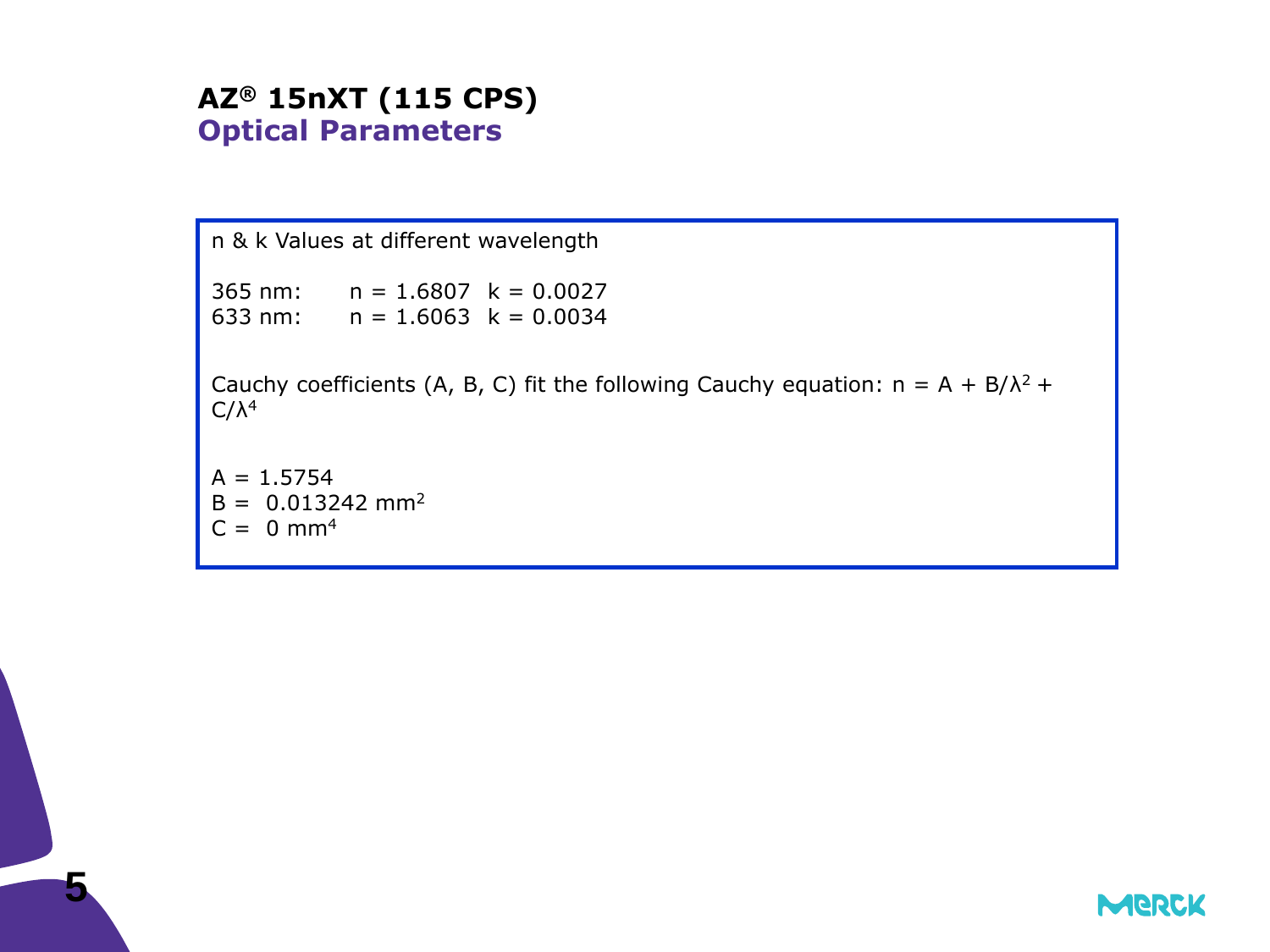# AZ® 15nXT (115 CPS)

## Optical Parameters

n & k Values at different wavelength

365 nm: $n = 1.6807$ $k = 0.0027$
633 nm: $n = 1.6063$ $k = 0.0034$

Cauchy coefficients (A, B, C) fit the following Cauchy equation: $n = A + B/\lambda^2 + C/\lambda^4$

$A = 1.5754$
$B = 0.013242\ mm^2$
$C = 0\ mm^4$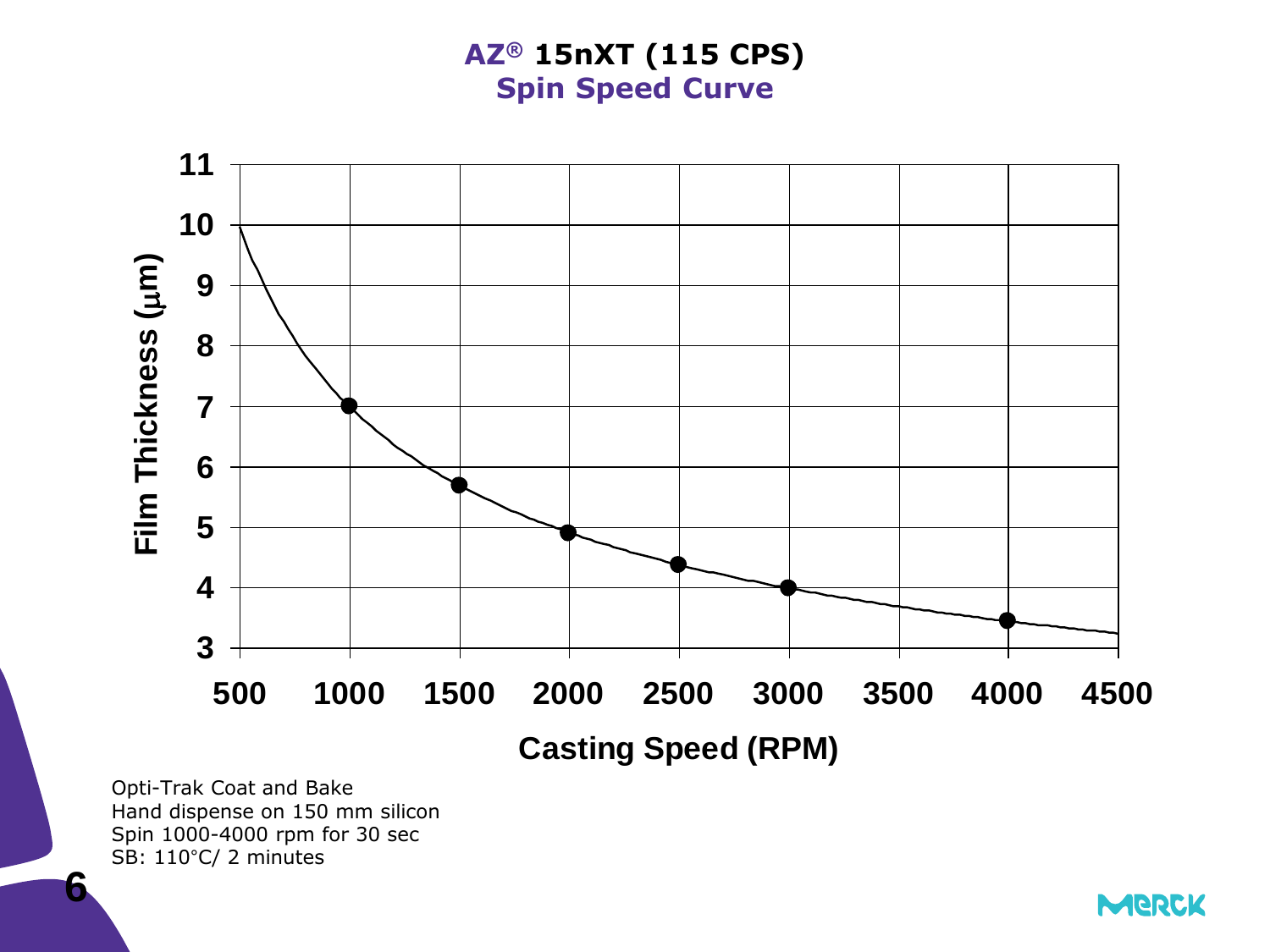# AZ® 15nXT (115 CPS)

## Spin Speed Curve

Film Thickness (μm)

Casting Speed (RPM)

Opti-Trak Coat and Bake
Hand dispense on 150 mm silicon
Spin 1000-4000 rpm for 30 sec
SB: 110°C/ 2 minutes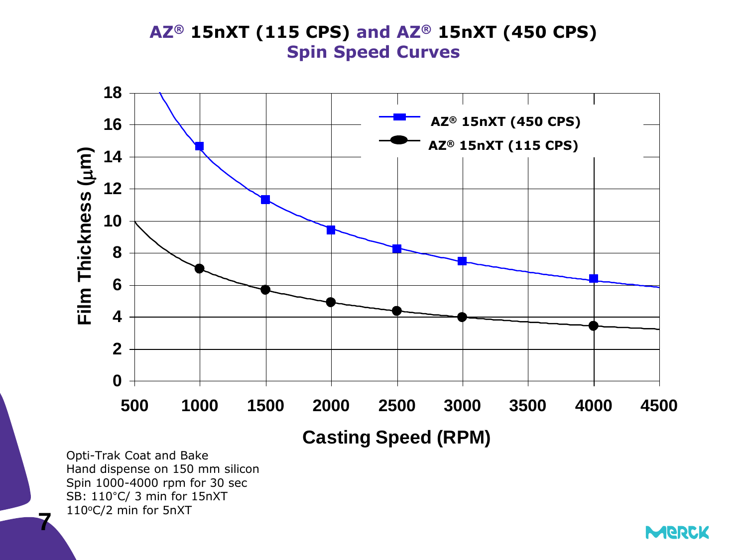## AZ® 15nXT (115 CPS) and AZ® 15nXT (450 CPS)
## Spin Speed Curves

Opti-Trak Coat and Bake
Hand dispense on 150 mm silicon
Spin 1000-4000 rpm for 30 sec
SB: 110°C/ 3 min for 15nXT
110°C/2 min for 5nXT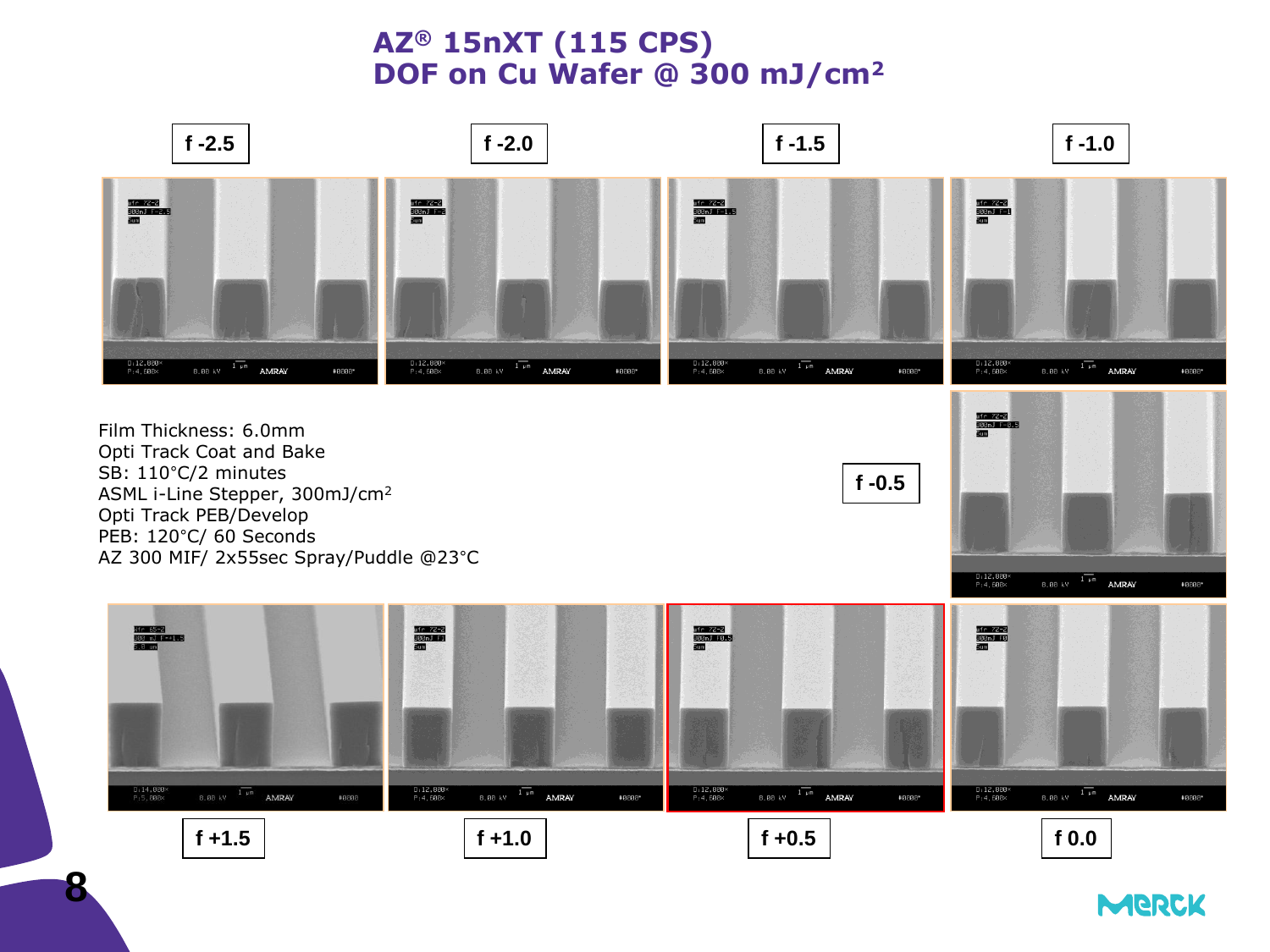# AZ® 15nXT (115 CPS) DOF on Cu Wafer @ 300 mJ/cm²

f -2.5

f -2.0

f -1.5

f -1.0

Film Thickness: 6.0mm
Opti Track Coat and Bake
SB: 110°C/2 minutes
ASML i-Line Stepper, 300mJ/cm²
Opti Track PEB/Develop
PEB: 120°C/ 60 Seconds
AZ 300 MIF/ 2x55sec Spray/Puddle @23°C

f -0.5

f +1.5

f +1.0

f +0.5

f 0.0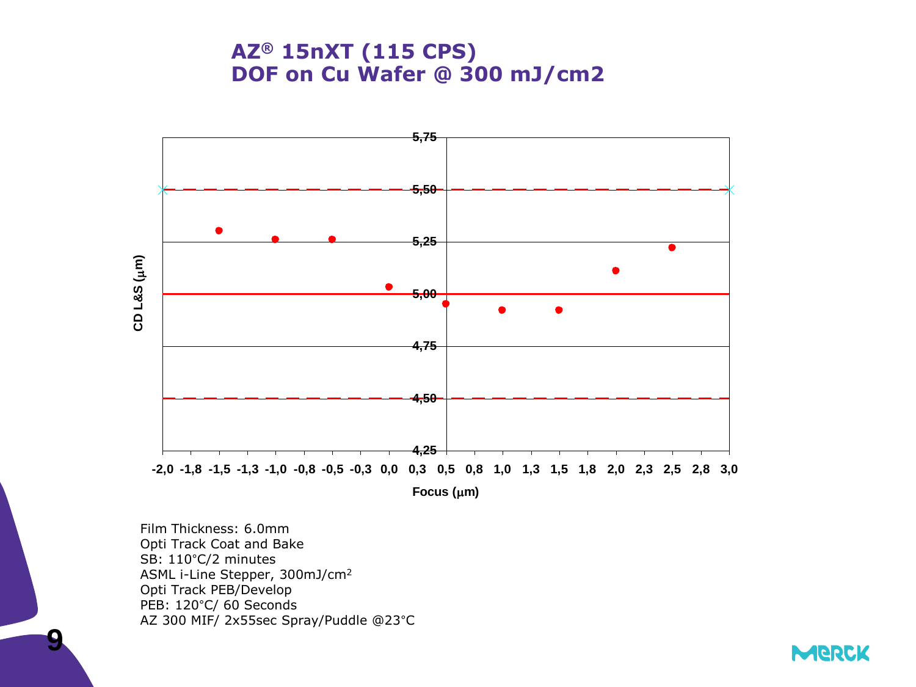# AZ® 15nXT (115 CPS)
# DOF on Cu Wafer @ 300 mJ/cm2

Film Thickness: 6.0mm
Opti Track Coat and Bake
SB: 110°C/2 minutes
ASML i-Line Stepper, 300mJ/cm$^2$
Opti Track PEB/Develop
PEB: 120°C/ 60 Seconds
AZ 300 MIF/ 2x55sec Spray/Puddle @23°C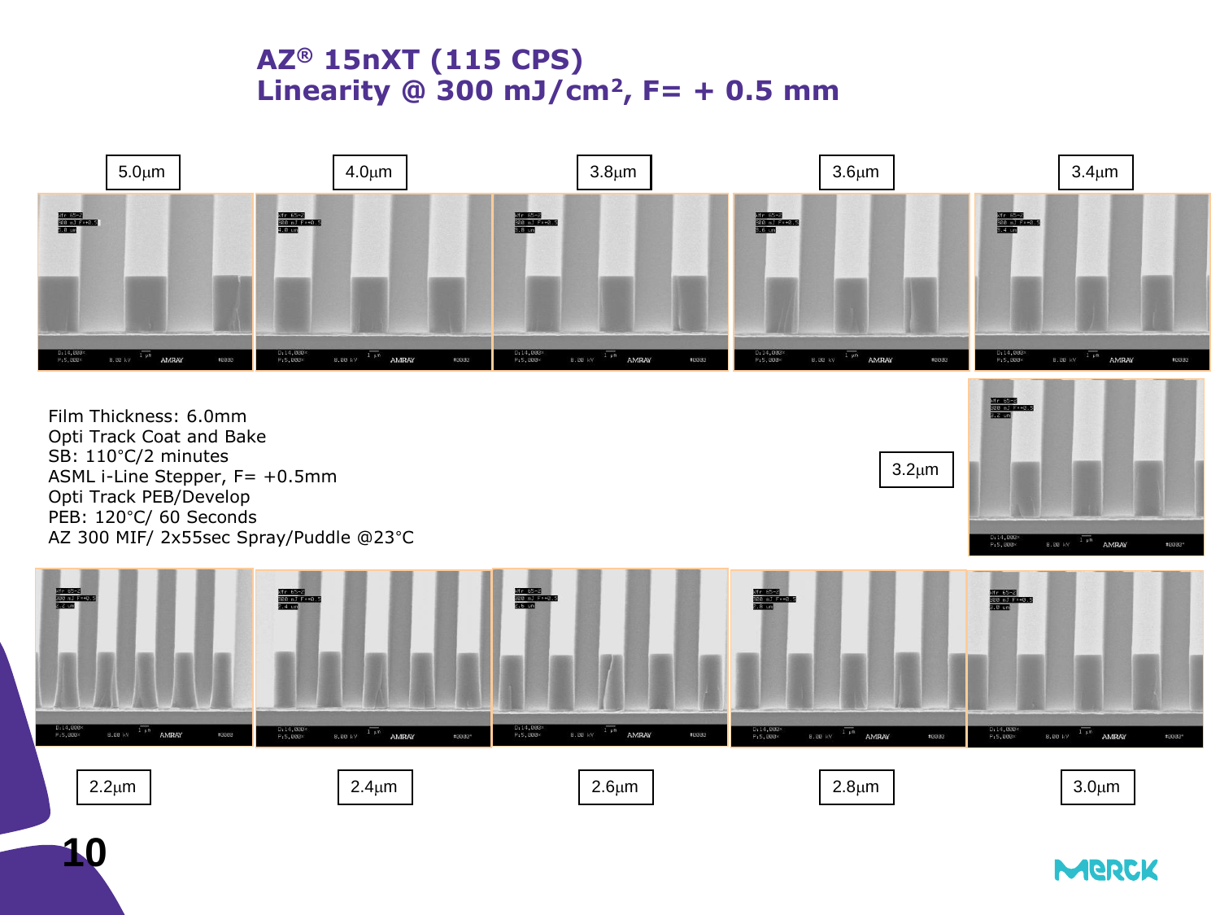# AZ® 15nXT (115 CPS)
# Linearity @ 300 mJ/cm², F= + 0.5 mm

5.0μm | 4.0μm | 3.8μm | 3.6μm | 3.4μm

3.2μm

Film Thickness: 6.0mm
Opti Track Coat and Bake
SB: 110°C/2 minutes
ASML i-Line Stepper, F= +0.5mm
Opti Track PEB/Develop
PEB: 120°C/ 60 Seconds
AZ 300 MIF/ 2x55sec Spray/Puddle @23°C

2.2μm | 2.4μm | 2.6μm | 2.8μm | 3.0μm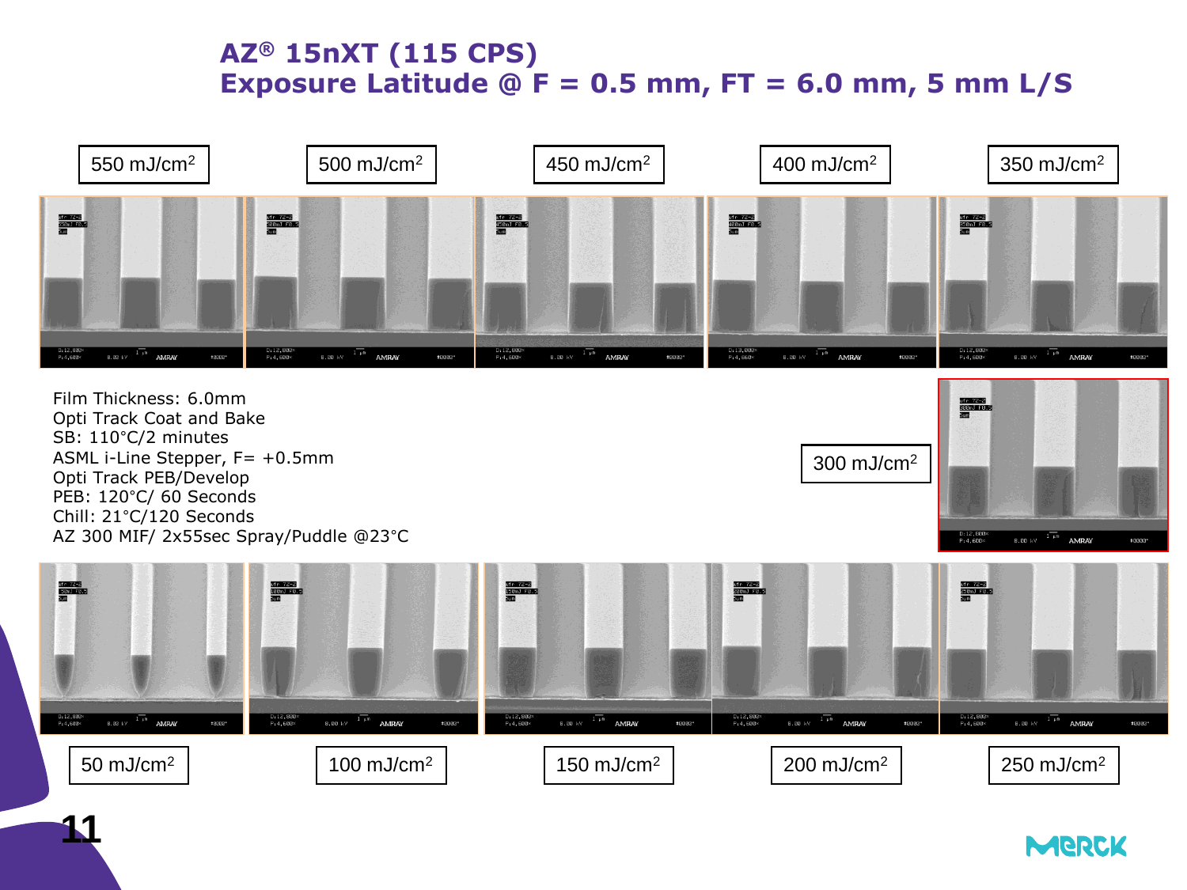# AZ® 15nXT (115 CPS)
# Exposure Latitude @ F = 0.5 mm, FT = 6.0 mm, 5 mm L/S

550 mJ/cm$^2$

500 mJ/cm$^2$

450 mJ/cm$^2$

400 mJ/cm$^2$

350 mJ/cm$^2$

Film Thickness: 6.0mm
Opti Track Coat and Bake
SB: 110°C/2 minutes
ASML i-Line Stepper, F= +0.5mm
Opti Track PEB/Develop
PEB: 120°C/ 60 Seconds
Chill: 21°C/120 Seconds
AZ 300 MIF/ 2x55sec Spray/Puddle @23°C

300 mJ/cm$^2$

50 mJ/cm$^2$

100 mJ/cm$^2$

150 mJ/cm$^2$

200 mJ/cm$^2$

250 mJ/cm$^2$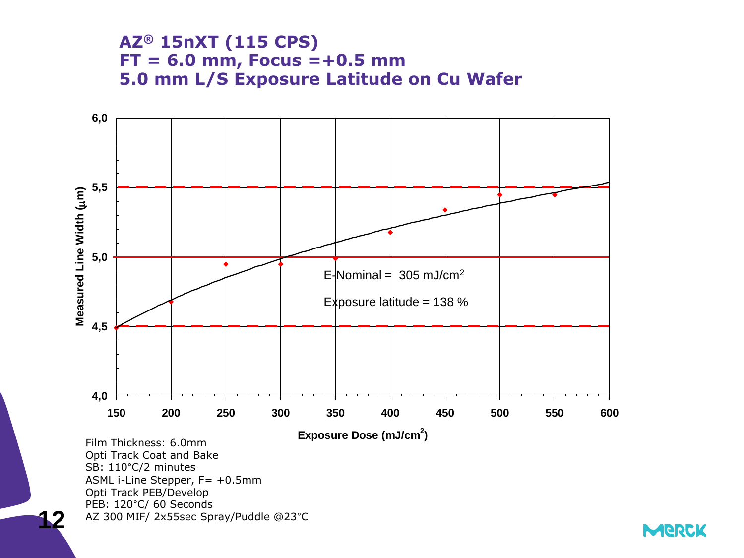# AZ® 15nXT (115 CPS)
# FT = 6.0 mm, Focus =+0.5 mm
# 5.0 mm L/S Exposure Latitude on Cu Wafer

E-Nominal = 305 mJ/cm²

Exposure latitude = 138 %

Measured Line Width (µm)

Exposure Dose (mJ/cm²)

Film Thickness: 6.0mm
Opti Track Coat and Bake
SB: 110°C/2 minutes
ASML i-Line Stepper, F= +0.5mm
Opti Track PEB/Develop
PEB: 120°C/ 60 Seconds
AZ 300 MIF/ 2x55sec Spray/Puddle @23°C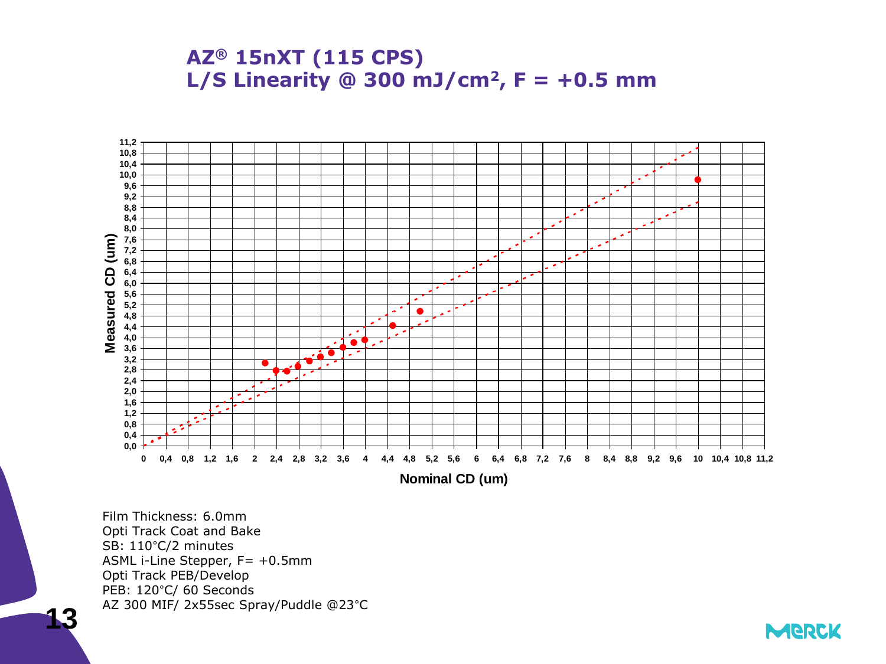# AZ® 15nXT (115 CPS)
# L/S Linearity @ 300 mJ/cm², F = +0.5 mm

Film Thickness: 6.0mm
Opti Track Coat and Bake
SB: 110°C/2 minutes
ASML i-Line Stepper, F= +0.5mm
Opti Track PEB/Develop
PEB: 120°C/ 60 Seconds
AZ 300 MIF/ 2x55sec Spray/Puddle @23°C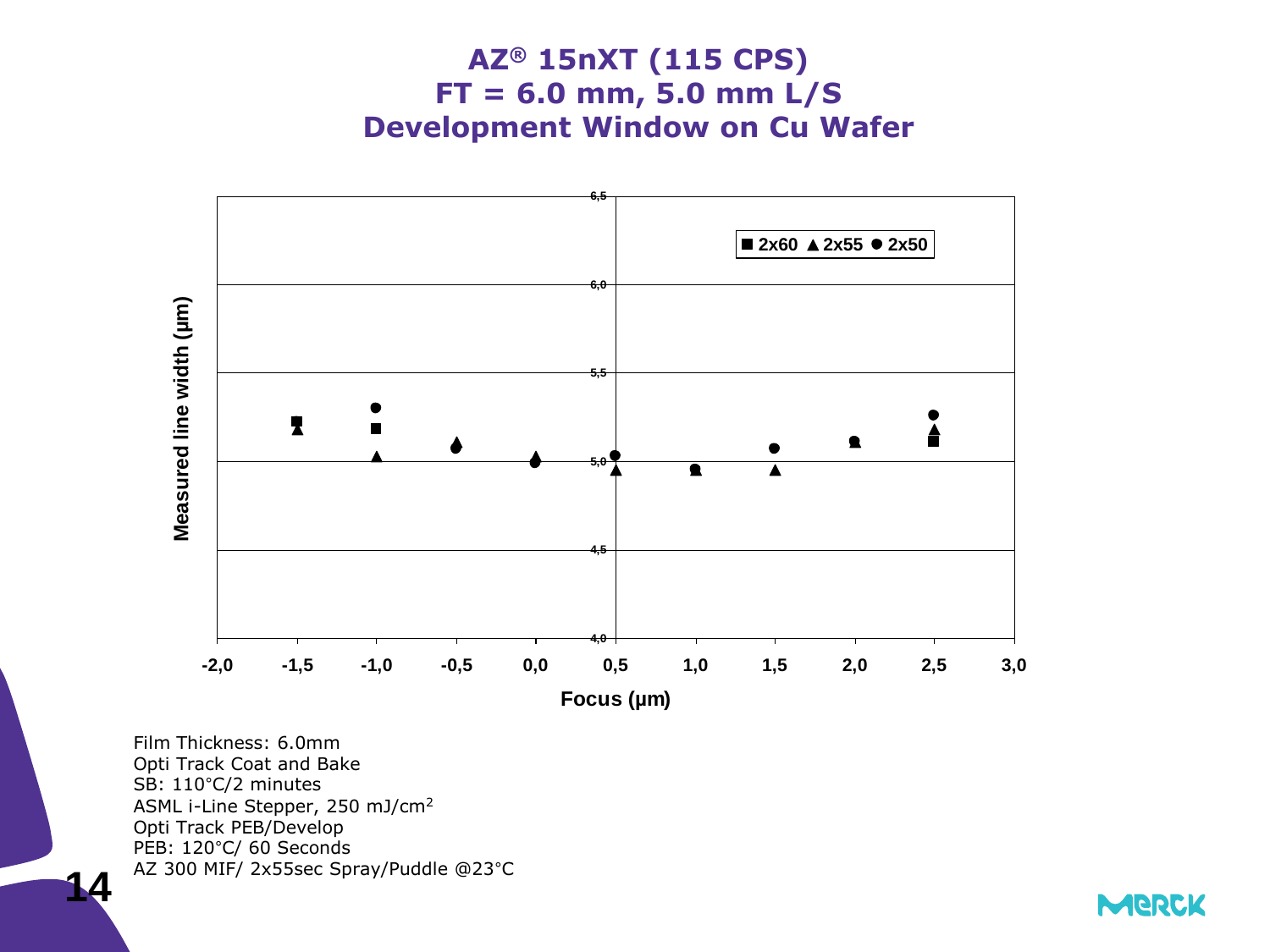# AZ® 15nXT (115 CPS)
# FT = 6.0 mm, 5.0 mm L/S
# Development Window on Cu Wafer

Film Thickness: 6.0mm
Opti Track Coat and Bake
SB: 110°C/2 minutes
ASML i-Line Stepper, 250 mJ/cm$^2$
Opti Track PEB/Develop
PEB: 120°C/ 60 Seconds
AZ 300 MIF/ 2x55sec Spray/Puddle @23°C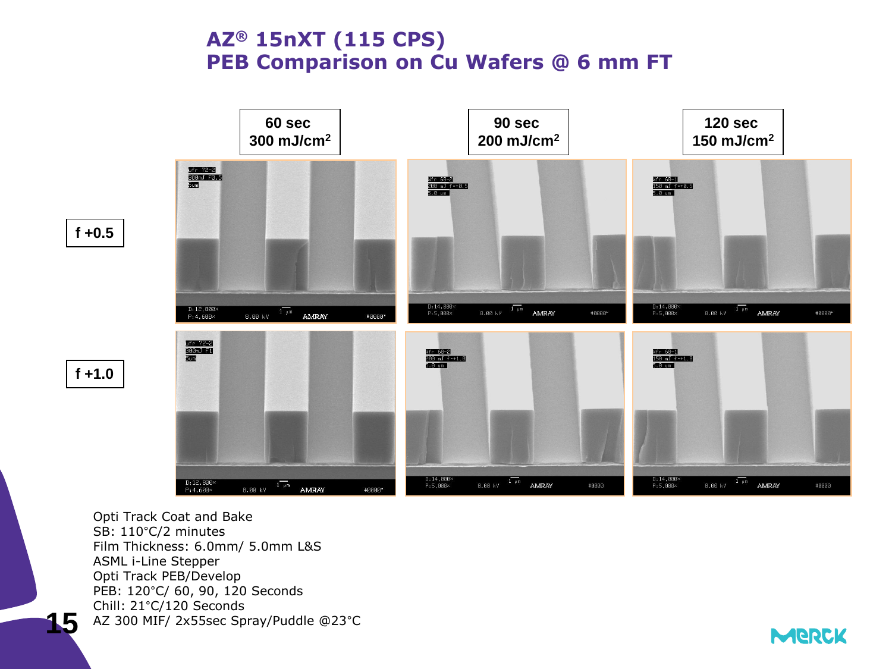# AZ® 15nXT (115 CPS)
# PEB Comparison on Cu Wafers @ 6 mm FT

| | 60 sec 300 mJ/cm$^2$ | 90 sec 200 mJ/cm$^2$ | 120 sec 150 mJ/cm$^2$ |
|---|---|---|---|
| f +0.5 | | | |
| f +1.0 | | | |

Opti Track Coat and Bake
SB: 110°C/2 minutes
Film Thickness: 6.0mm/ 5.0mm L&S
ASML i-Line Stepper
Opti Track PEB/Develop
PEB: 120°C/ 60, 90, 120 Seconds
Chill: 21°C/120 Seconds
AZ 300 MIF/ 2x55sec Spray/Puddle @23°C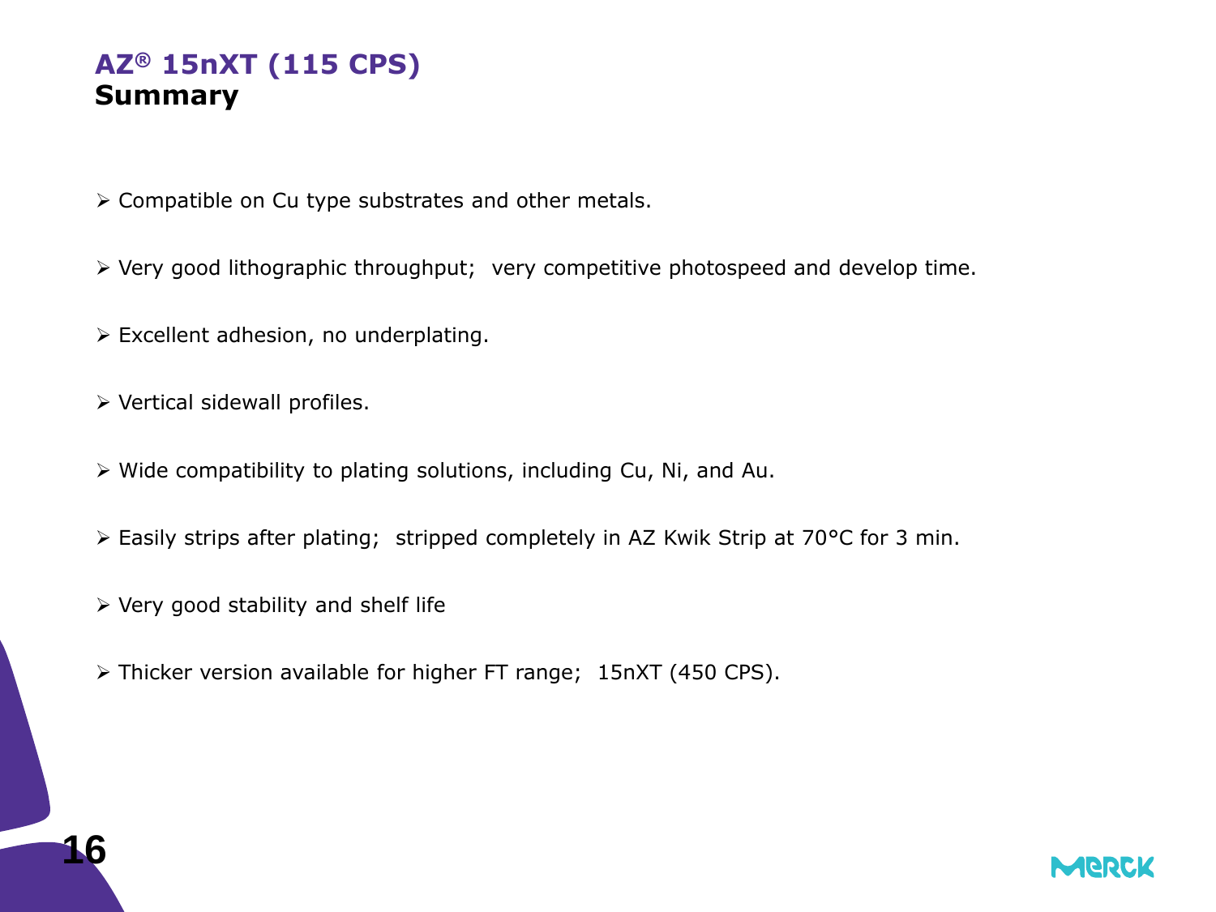# AZ® 15nXT (115 CPS)
## Summary

- Compatible on Cu type substrates and other metals.
- Very good lithographic throughput;  very competitive photospeed and develop time.
- Excellent adhesion, no underplating.
- Vertical sidewall profiles.
- Wide compatibility to plating solutions, including Cu, Ni, and Au.
- Easily strips after plating;  stripped completely in AZ Kwik Strip at 70°C for 3 min.
- Very good stability and shelf life
- Thicker version available for higher FT range;  15nXT (450 CPS).